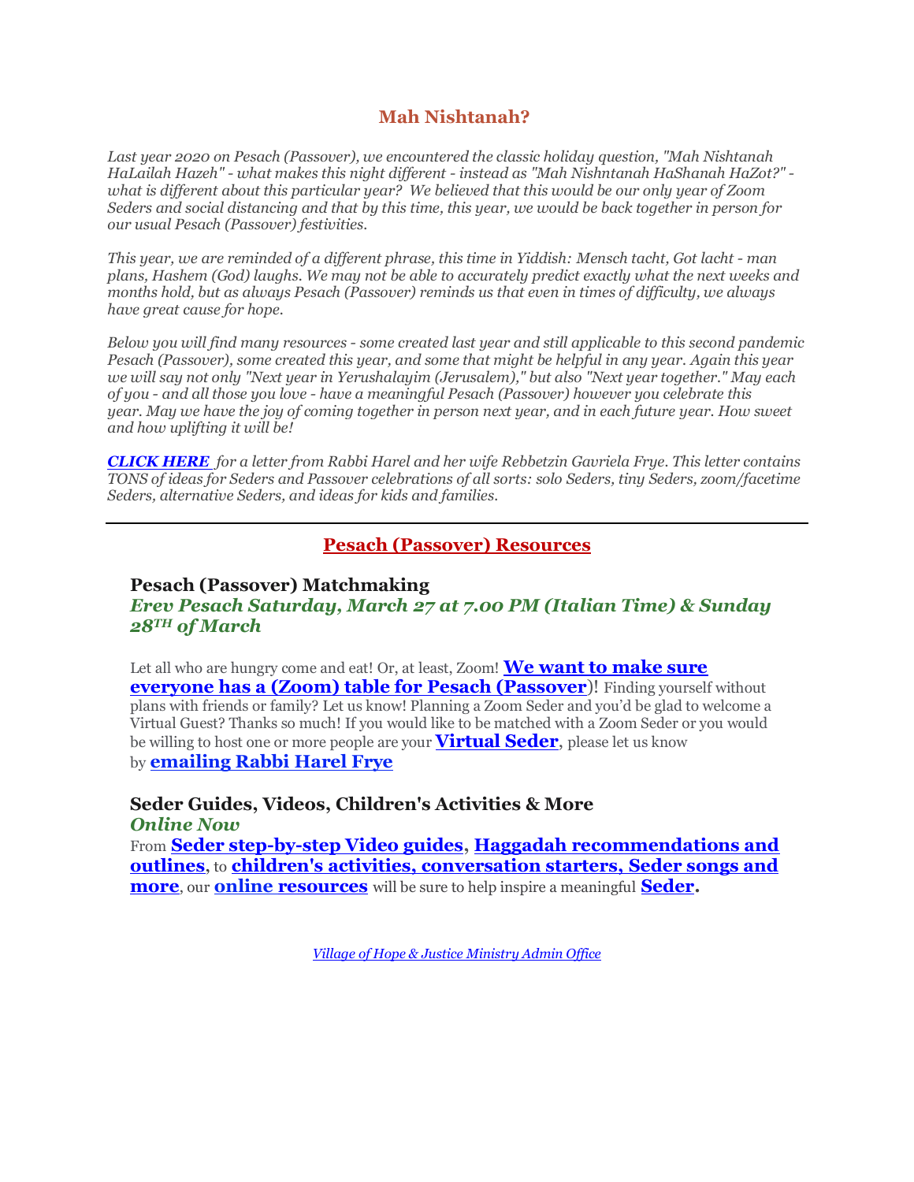## Mah Nishtanah?

*Last year 2020 on Pesach (Passover), we encountered the classic holiday question, "Mah Nishtanah HaLailah Hazeh" - what makes this night different - instead as "Mah Nishntanah HaShanah HaZot?" - what is different about this particular year? We believed that this would be our only year of Zoom Seders and social distancing and that by this time, this year, we would be back together in person for our usual Pesach (Passover) festivities.*

*This year, we are reminded of a different phrase, this time in Yiddish: Mensch tacht, Got lacht - man plans, Hashem (God) laughs. We may not be able to accurately predict exactly what the next weeks and months hold, but as always Pesach (Passover) reminds us that even in times of difficulty, we always have great cause for hope.*

*Below you will find many resources - some created last year and still applicable to this second pandemic Pesach (Passover), some created this year, and some that might be helpful in any year. Again this year we will say not only "Next year in Yerushalayim (Jerusalem)," but also "Next year together." May each of you - and all those you love - have a meaningful Pesach (Passover) however you celebrate this year. May we have the joy of coming together in person next year, and in each future year. How sweet and how uplifting it will be!*

***CLICK HERE*** *for a letter from Rabbi Harel and her wife Rebbetzin Gavriela Frye. This letter contains TONS of ideas for Seders and Passover celebrations of all sorts: solo Seders, tiny Seders, zoom/facetime Seders, alternative Seders, and ideas for kids and families.*

---

## Pesach (Passover) Resources

### Pesach (Passover) Matchmaking

***Erev Pesach Saturday, March 27 at 7.00 PM (Italian Time) & Sunday 28TH of March***

Let all who are hungry come and eat! Or, at least, Zoom! **We want to make sure everyone has a (Zoom) table for Pesach (Passover)**! Finding yourself without plans with friends or family? Let us know! Planning a Zoom Seder and you'd be glad to welcome a Virtual Guest? Thanks so much! If you would like to be matched with a Zoom Seder or you would be willing to host one or more people are your **Virtual Seder**, please let us know by **emailing Rabbi Harel Frye**

### Seder Guides, Videos, Children's Activities & More

***Online Now***

From **Seder step-by-step Video guides**, **Haggadah recommendations and outlines**, to **children's activities, conversation starters, Seder songs and more**, our **online resources** will be sure to help inspire a meaningful **Seder.**

*Village of Hope & Justice Ministry Admin Office*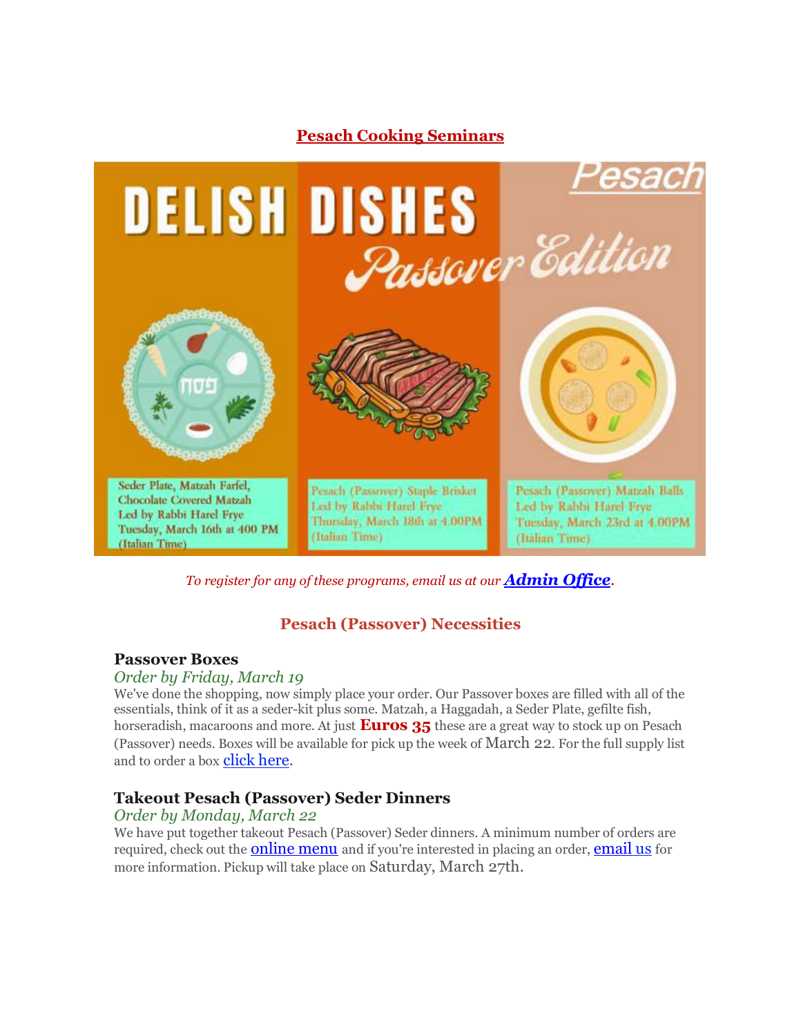## Pesach Cooking Seminars

# DELISH DISHES
## Pesach Passover Edition

פסח

Seder Plate, Matzah Farfel, Chocolate Covered Matzah
Led by Rabbi Harel Frye
Tuesday, March 16th at 400 PM (Italian Time)

Pesach (Passover) Staple Brisket
Led by Rabbi Harel Frye
Thursday, March 18th at 4.00PM (Italian Time)

Pesach (Passover) Matzah Balls
Led by Rabbi Harel Frye
Tuesday, March 23rd at 4.00PM (Italian Time)

*To register for any of these programs, email us at our* ***Admin Office***.

## Pesach (Passover) Necessities

### Passover Boxes

*Order by Friday, March 19*

We've done the shopping, now simply place your order. Our Passover boxes are filled with all of the essentials, think of it as a seder-kit plus some. Matzah, a Haggadah, a Seder Plate, gefilte fish, horseradish, macaroons and more. At just **Euros 35** these are a great way to stock up on Pesach (Passover) needs. Boxes will be available for pick up the week of March 22. For the full supply list and to order a box click here.

### Takeout Pesach (Passover) Seder Dinners

*Order by Monday, March 22*

We have put together takeout Pesach (Passover) Seder dinners. A minimum number of orders are required, check out the online menu and if you're interested in placing an order, email us for more information. Pickup will take place on Saturday, March 27th.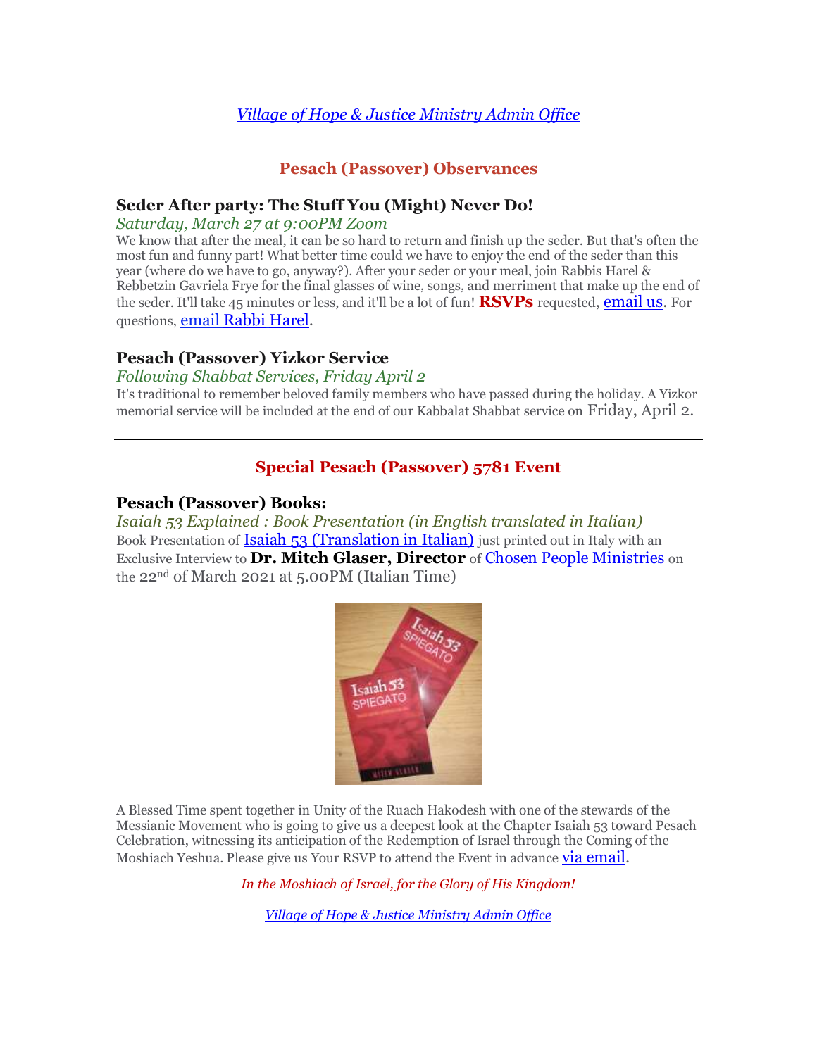*Village of Hope & Justice Ministry Admin Office*

## Pesach (Passover) Observances

### Seder After party: The Stuff You (Might) Never Do!

*Saturday, March 27 at 9:00PM Zoom*

We know that after the meal, it can be so hard to return and finish up the seder. But that's often the most fun and funny part! What better time could we have to enjoy the end of the seder than this year (where do we have to go, anyway?). After your seder or your meal, join Rabbis Harel & Rebbetzin Gavriela Frye for the final glasses of wine, songs, and merriment that make up the end of the seder. It'll take 45 minutes or less, and it'll be a lot of fun! **RSVPs** requested, email us. For questions, email Rabbi Harel.

### Pesach (Passover) Yizkor Service

*Following Shabbat Services, Friday April 2*

It's traditional to remember beloved family members who have passed during the holiday. A Yizkor memorial service will be included at the end of our Kabbalat Shabbat service on Friday, April 2.

---

## Special Pesach (Passover) 5781 Event

### Pesach (Passover) Books:

*Isaiah 53 Explained : Book Presentation (in English translated in Italian)*

Book Presentation of Isaiah 53 (Translation in Italian) just printed out in Italy with an Exclusive Interview to **Dr. Mitch Glaser, Director** of Chosen People Ministries on the 22nd of March 2021 at 5.00PM (Italian Time)

A Blessed Time spent together in Unity of the Ruach Hakodesh with one of the stewards of the Messianic Movement who is going to give us a deepest look at the Chapter Isaiah 53 toward Pesach Celebration, witnessing its anticipation of the Redemption of Israel through the Coming of the Moshiach Yeshua. Please give us Your RSVP to attend the Event in advance via email.

*In the Moshiach of Israel, for the Glory of His Kingdom!*

*Village of Hope & Justice Ministry Admin Office*